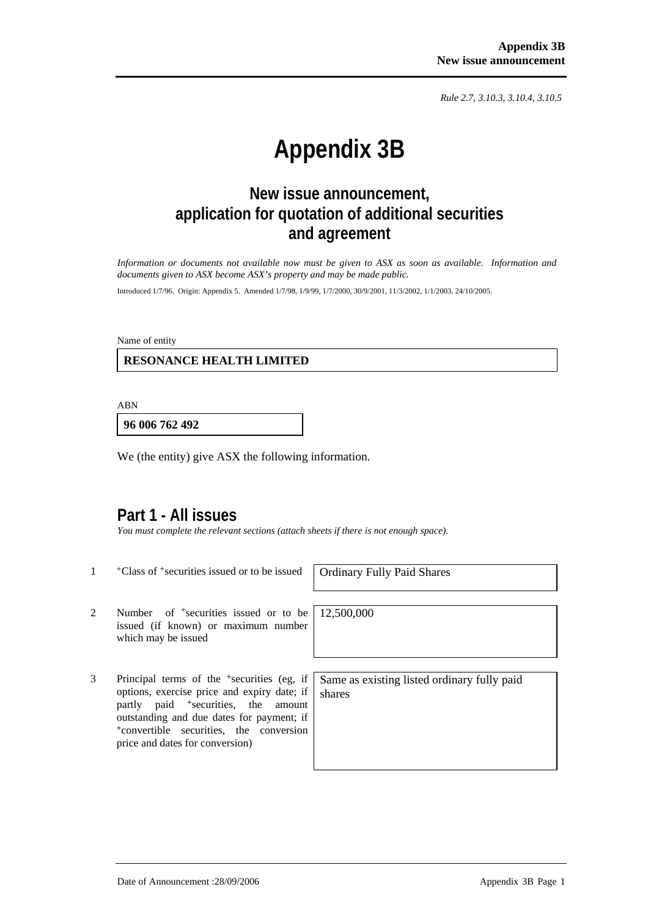*Rule 2.7, 3.10.3, 3.10.4, 3.10.5*

# Appendix 3B

## New issue announcement, application for quotation of additional securities and agreement

*Information or documents not available now must be given to ASX as soon as available. Information and documents given to ASX become ASX's property and may be made public.*

Introduced 1/7/96. Origin: Appendix 5. Amended 1/7/98, 1/9/99, 1/7/2000, 30/9/2001, 11/3/2002, 1/1/2003, 24/10/2005.

Name of entity

**RESONANCE HEALTH LIMITED**

ABN

**96 006 762 492**

We (the entity) give ASX the following information.

## Part 1 - All issues

*You must complete the relevant sections (attach sheets if there is not enough space).*

| | | |
|---|---|---|
| 1 | +Class of +securities issued or to be issued | Ordinary Fully Paid Shares |
| 2 | Number of +securities issued or to be issued (if known) or maximum number which may be issued | 12,500,000 |
| 3 | Principal terms of the +securities (eg, if options, exercise price and expiry date; if partly paid +securities, the amount outstanding and due dates for payment; if +convertible securities, the conversion price and dates for conversion) | Same as existing listed ordinary fully paid shares |

Date of Announcement :28/09/2006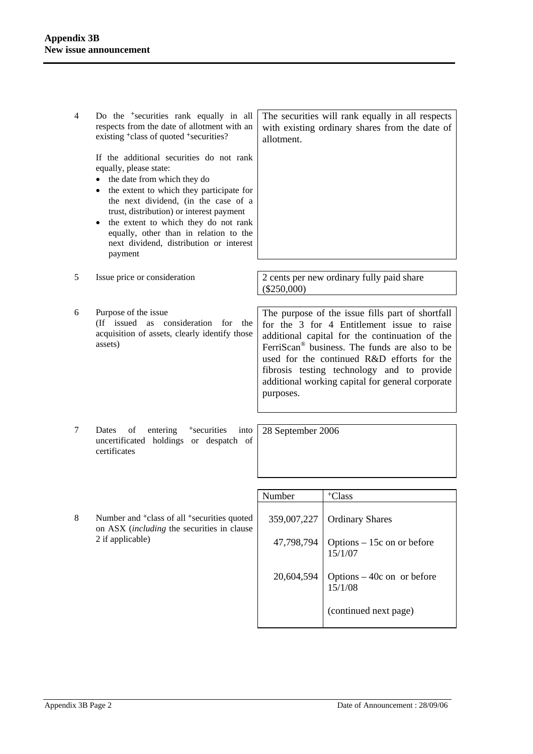| | | |
|---|---|---|
| 4 | Do the +securities rank equally in all respects from the date of allotment with an existing +class of quoted +securities?<br><br>If the additional securities do not rank equally, please state:<br>• the date from which they do<br>• the extent to which they participate for the next dividend, (in the case of a trust, distribution) or interest payment<br>• the extent to which they do not rank equally, other than in relation to the next dividend, distribution or interest payment | The securities will rank equally in all respects with existing ordinary shares from the date of allotment. |
| 5 | Issue price or consideration | 2 cents per new ordinary fully paid share ($250,000) |
| 6 | Purpose of the issue<br>(If issued as consideration for the acquisition of assets, clearly identify those assets) | The purpose of the issue fills part of shortfall for the 3 for 4 Entitlement issue to raise additional capital for the continuation of the FerriScan® business. The funds are also to be used for the continued R&D efforts for the fibrosis testing technology and to provide additional working capital for general corporate purposes. |
| 7 | Dates of entering +securities into uncertificated holdings or despatch of certificates | 28 September 2006 |

8 Number and +class of all +securities quoted on ASX (*including* the securities in clause 2 if applicable)

| Number | +Class |
|---|---|
| 359,007,227 | Ordinary Shares |
| 47,798,794 | Options – 15c on or before 15/1/07 |
| 20,604,594 | Options – 40c on or before 15/1/08 |
| | (continued next page) |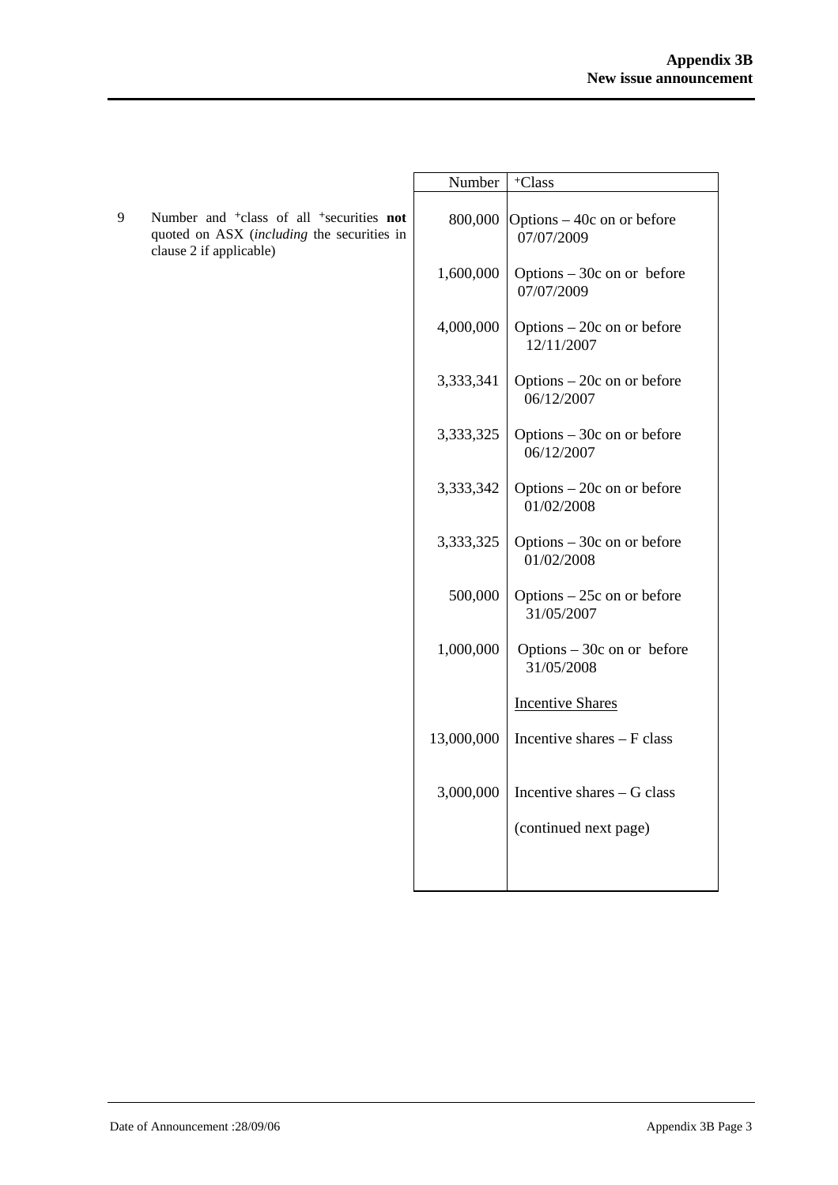| | | Number | +Class |
|---|---|---|---|
| 9 | Number and +class of all +securities **not** quoted on ASX (*including* the securities in clause 2 if applicable) | 800,000 | Options – 40c on or before 07/07/2009 |
| | | 1,600,000 | Options – 30c on or before 07/07/2009 |
| | | 4,000,000 | Options – 20c on or before 12/11/2007 |
| | | 3,333,341 | Options – 20c on or before 06/12/2007 |
| | | 3,333,325 | Options – 30c on or before 06/12/2007 |
| | | 3,333,342 | Options – 20c on or before 01/02/2008 |
| | | 3,333,325 | Options – 30c on or before 01/02/2008 |
| | | 500,000 | Options – 25c on or before 31/05/2007 |
| | | 1,000,000 | Options – 30c on or before 31/05/2008 |
| | | | Incentive Shares |
| | | 13,000,000 | Incentive shares – F class |
| | | 3,000,000 | Incentive shares – G class |
| | | | (continued next page) |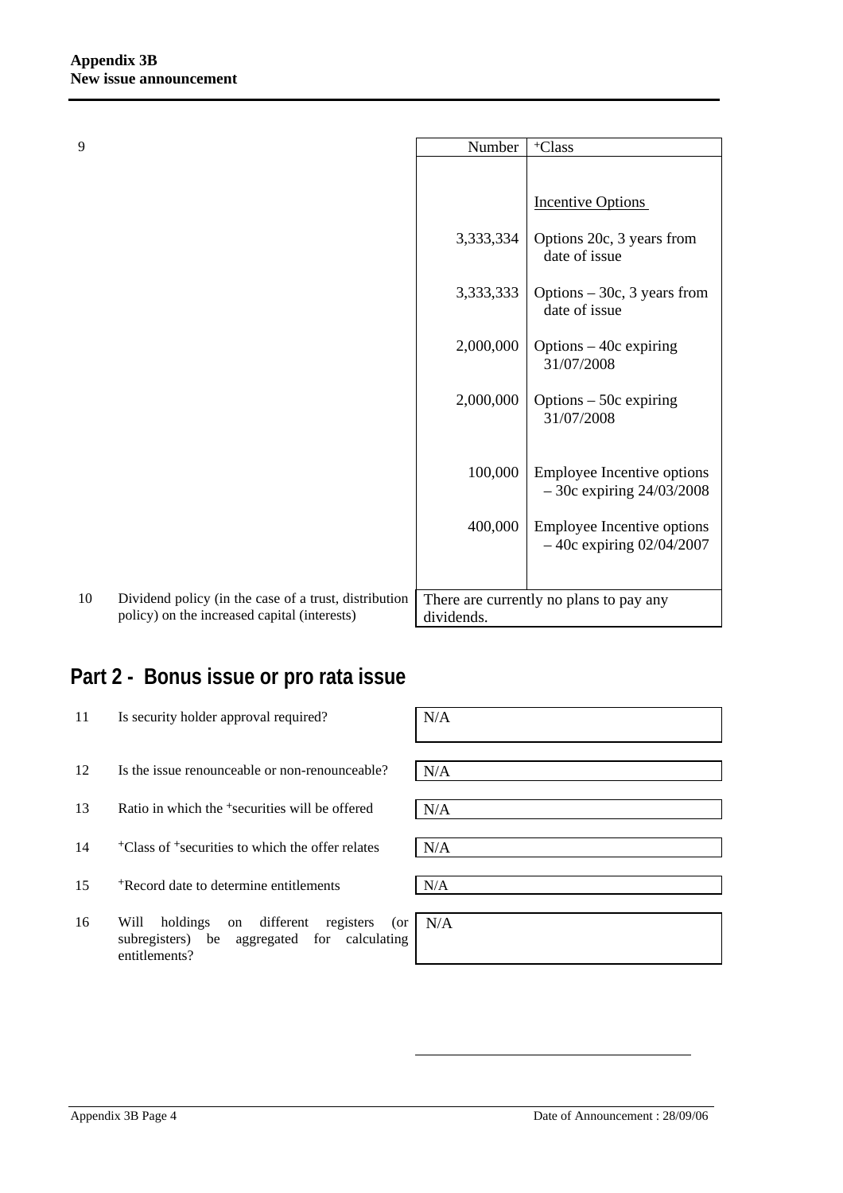| 9 | | Number | +Class |
|---|---|---|---|
| | | | Incentive Options |
| | | 3,333,334 | Options 20c, 3 years from date of issue |
| | | 3,333,333 | Options – 30c, 3 years from date of issue |
| | | 2,000,000 | Options – 40c expiring 31/07/2008 |
| | | 2,000,000 | Options – 50c expiring 31/07/2008 |
| | | 100,000 | Employee Incentive options – 30c expiring 24/03/2008 |
| | | 400,000 | Employee Incentive options – 40c expiring 02/04/2007 |
| 10 | Dividend policy (in the case of a trust, distribution policy) on the increased capital (interests) | There are currently no plans to pay any dividends. | |

## Part 2 - Bonus issue or pro rata issue

| | | |
|---|---|---|
| 11 | Is security holder approval required? | N/A |
| 12 | Is the issue renounceable or non-renounceable? | N/A |
| 13 | Ratio in which the +securities will be offered | N/A |
| 14 | +Class of +securities to which the offer relates | N/A |
| 15 | +Record date to determine entitlements | N/A |
| 16 | Will holdings on different registers (or subregisters) be aggregated for calculating entitlements? | N/A |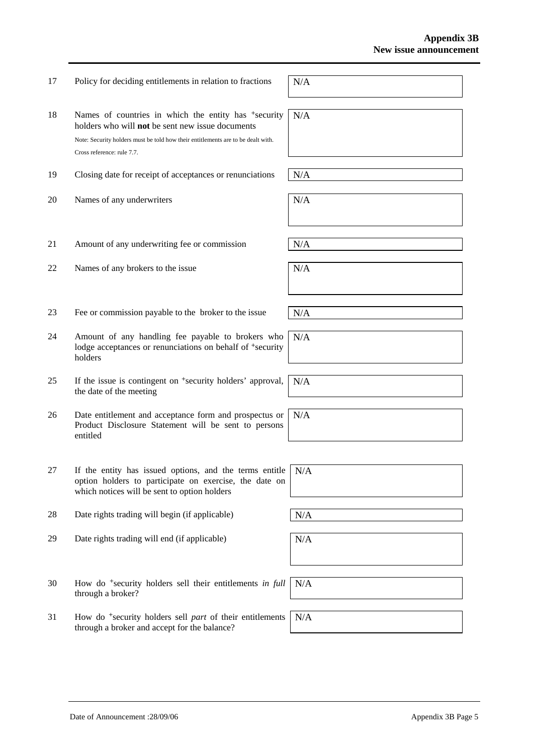| | | |
|---|---|---|
| 17 | Policy for deciding entitlements in relation to fractions | N/A |
| 18 | Names of countries in which the entity has +security holders who will **not** be sent new issue documents<br>Note: Security holders must be told how their entitlements are to be dealt with.<br>Cross reference: rule 7.7. | N/A |
| 19 | Closing date for receipt of acceptances or renunciations | N/A |
| 20 | Names of any underwriters | N/A |
| 21 | Amount of any underwriting fee or commission | N/A |
| 22 | Names of any brokers to the issue | N/A |
| 23 | Fee or commission payable to the broker to the issue | N/A |
| 24 | Amount of any handling fee payable to brokers who lodge acceptances or renunciations on behalf of +security holders | N/A |
| 25 | If the issue is contingent on +security holders' approval, the date of the meeting | N/A |
| 26 | Date entitlement and acceptance form and prospectus or Product Disclosure Statement will be sent to persons entitled | N/A |
| 27 | If the entity has issued options, and the terms entitle option holders to participate on exercise, the date on which notices will be sent to option holders | N/A |
| 28 | Date rights trading will begin (if applicable) | N/A |
| 29 | Date rights trading will end (if applicable) | N/A |
| 30 | How do +security holders sell their entitlements *in full* through a broker? | N/A |
| 31 | How do +security holders sell *part* of their entitlements through a broker and accept for the balance? | N/A |

Date of Announcement :28/09/06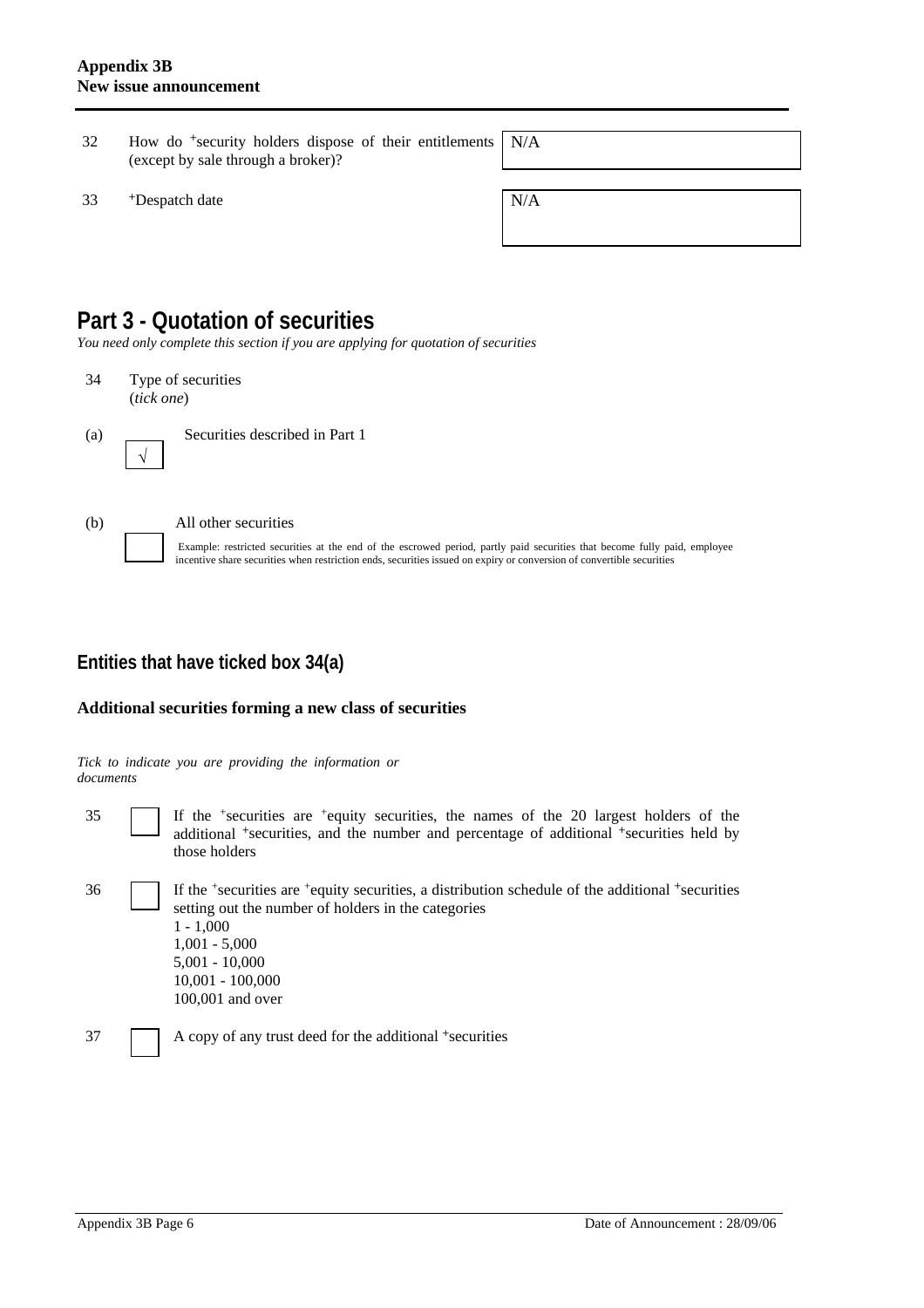| | | |
|---|---|---|
| 32 | How do +security holders dispose of their entitlements (except by sale through a broker)? | N/A |
| 33 | +Despatch date | N/A |

# Part 3 - Quotation of securities

*You need only complete this section if you are applying for quotation of securities*

34 Type of securities
(*tick one*)

(a) ☑ Securities described in Part 1

(b) ☐ All other securities

Example: restricted securities at the end of the escrowed period, partly paid securities that become fully paid, employee incentive share securities when restriction ends, securities issued on expiry or conversion of convertible securities

## Entities that have ticked box 34(a)

### Additional securities forming a new class of securities

*Tick to indicate you are providing the information or documents*

35 ☐ If the +securities are +equity securities, the names of the 20 largest holders of the additional +securities, and the number and percentage of additional +securities held by those holders

36 ☐ If the +securities are +equity securities, a distribution schedule of the additional +securities setting out the number of holders in the categories
1 - 1,000
1,001 - 5,000
5,001 - 10,000
10,001 - 100,000
100,001 and over

37 ☐ A copy of any trust deed for the additional +securities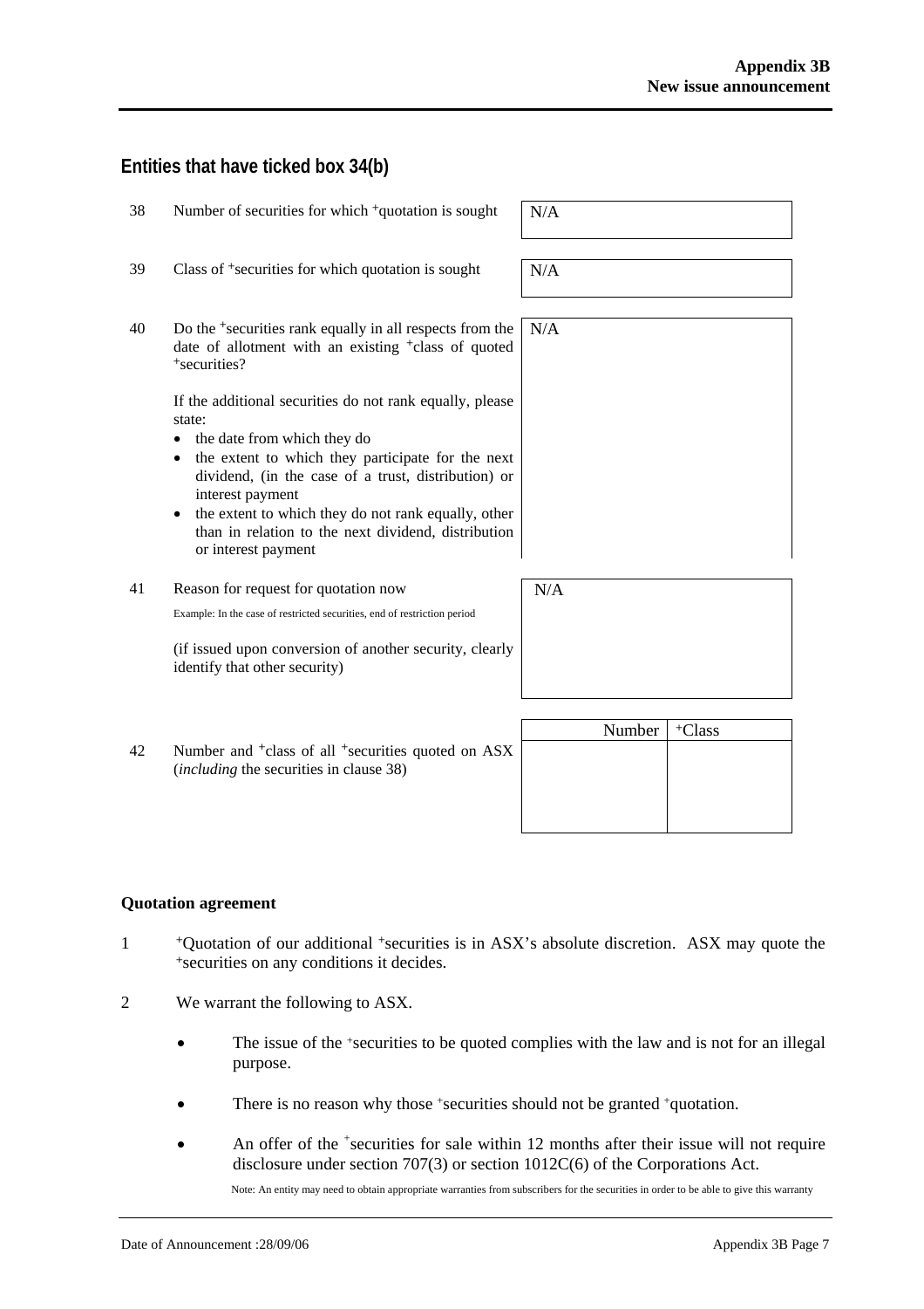## Entities that have ticked box 34(b)

| | | |
|---|---|---|
| 38 | Number of securities for which +quotation is sought | N/A |
| 39 | Class of +securities for which quotation is sought | N/A |
| 40 | Do the +securities rank equally in all respects from the date of allotment with an existing +class of quoted +securities?<br><br>If the additional securities do not rank equally, please state:<br>• the date from which they do<br>• the extent to which they participate for the next dividend, (in the case of a trust, distribution) or interest payment<br>• the extent to which they do not rank equally, other than in relation to the next dividend, distribution or interest payment | N/A |
| 41 | Reason for request for quotation now<br><br>Example: In the case of restricted securities, end of restriction period<br><br>(if issued upon conversion of another security, clearly identify that other security) | N/A |

42 Number and +class of all +securities quoted on ASX (*including* the securities in clause 38)

| Number | +Class |
|---|---|
| | |

### Quotation agreement

1 +Quotation of our additional +securities is in ASX's absolute discretion. ASX may quote the +securities on any conditions it decides.

2 We warrant the following to ASX.

- The issue of the +securities to be quoted complies with the law and is not for an illegal purpose.
- There is no reason why those +securities should not be granted +quotation.
- An offer of the +securities for sale within 12 months after their issue will not require disclosure under section 707(3) or section 1012C(6) of the Corporations Act.

  Note: An entity may need to obtain appropriate warranties from subscribers for the securities in order to be able to give this warranty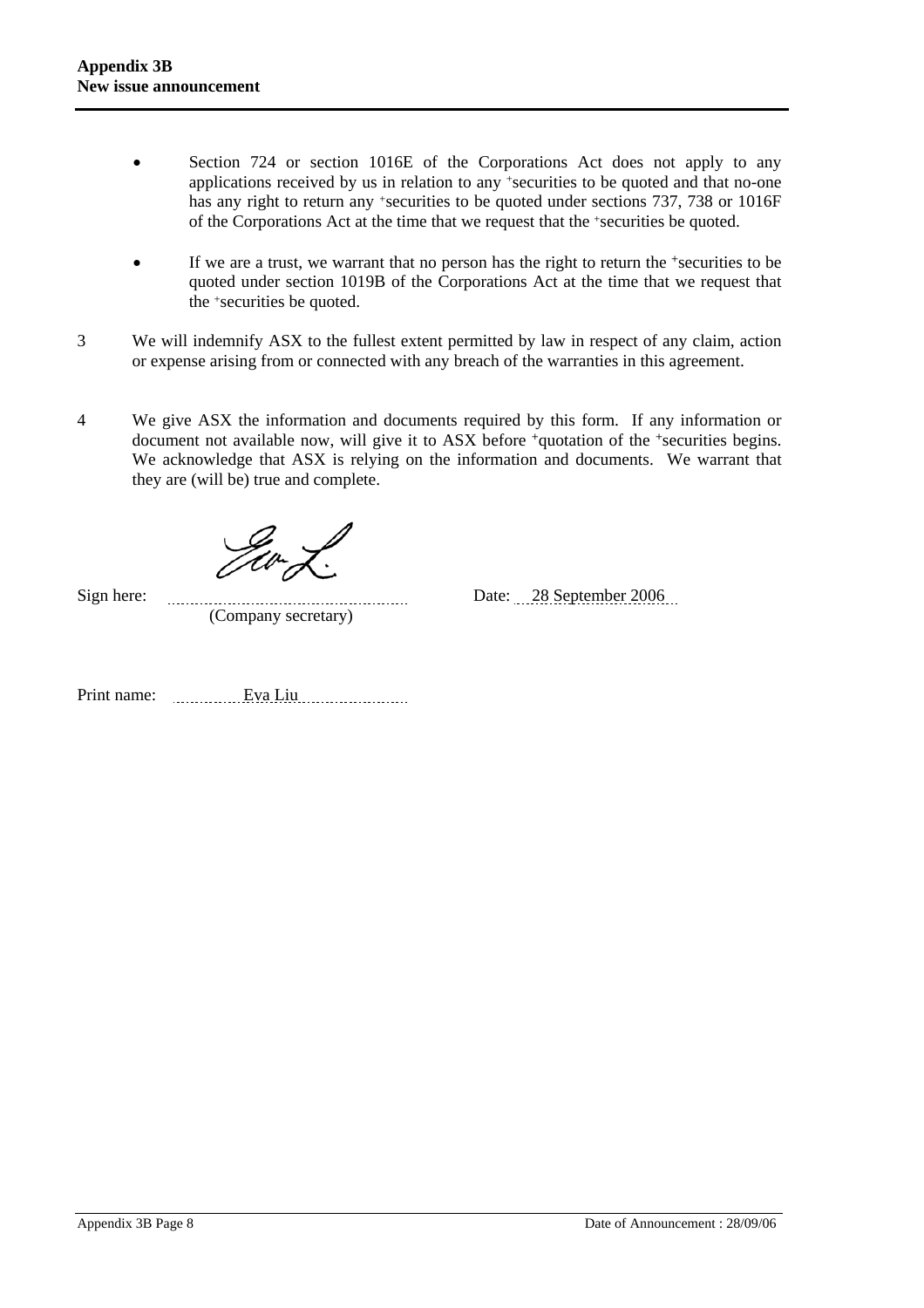- Section 724 or section 1016E of the Corporations Act does not apply to any applications received by us in relation to any +securities to be quoted and that no-one has any right to return any +securities to be quoted under sections 737, 738 or 1016F of the Corporations Act at the time that we request that the +securities be quoted.

- If we are a trust, we warrant that no person has the right to return the +securities to be quoted under section 1019B of the Corporations Act at the time that we request that the +securities be quoted.

3 We will indemnify ASX to the fullest extent permitted by law in respect of any claim, action or expense arising from or connected with any breach of the warranties in this agreement.

4 We give ASX the information and documents required by this form. If any information or document not available now, will give it to ASX before +quotation of the +securities begins. We acknowledge that ASX is relying on the information and documents. We warrant that they are (will be) true and complete.

Sign here: ............................................ Date: 28 September 2006
(Company secretary)

Print name: Eva Liu